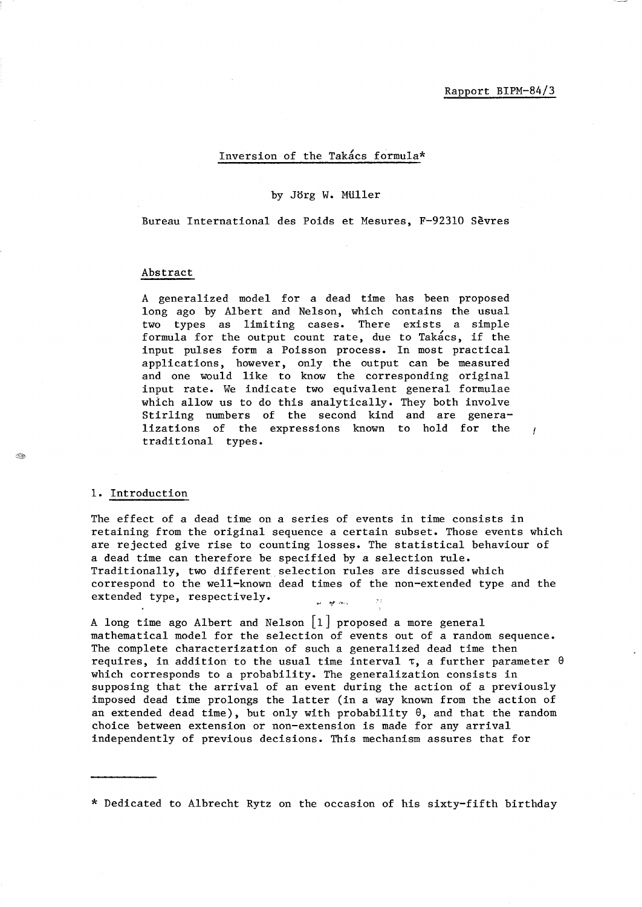Rapport BIPM-84/3

# Inversion of the Takács formula*

by Jörg W. Müller

Bureau International des Poids et Mesures, F-92310 Sèvres

## Abstract

A generalized model for a dead time has been proposed long ago by Albert and Nelson, which contains the usual two types as limiting cases. There exists a simple formula for the output count rate, due to Takács, if the input pulses form a Poisson process. In most practical applications, however, only the output can be measured and one would like to know the corresponding original input rate. We indicate two equivalent general formulae which allow us to do this analytically. They both involve Stirling numbers of the second kind and are generalizations of the expressions known to hold for the traditional types.

## 1. Introduction

The effect of a dead time on a series of events in time consists in retaining from the original sequence a certain subset. Those events which are rejected give rise to counting losses. The statistical behaviour of a dead time can therefore be specified by a selection rule. Traditionally, two different selection rules are discussed which correspond to the well-known dead times of the non-extended type and the extended type, respectively.

A long time ago Albert and Nelson [1] proposed a more general mathematical model for the selection of events out of a random sequence. The complete characterization of such a generalized dead time then requires, in addition to the usual time interval $\tau$, a further parameter $\theta$ which corresponds to a probability. The generalization consists in supposing that the arrival of an event during the action of a previously imposed dead time prolongs the latter (in a way known from the action of an extended dead time), but only with probability $\theta$, and that the random choice between extension or non-extension is made for any arrival independently of previous decisions. This mechanism assures that for

---

* Dedicated to Albrecht Rytz on the occasion of his sixty-fifth birthday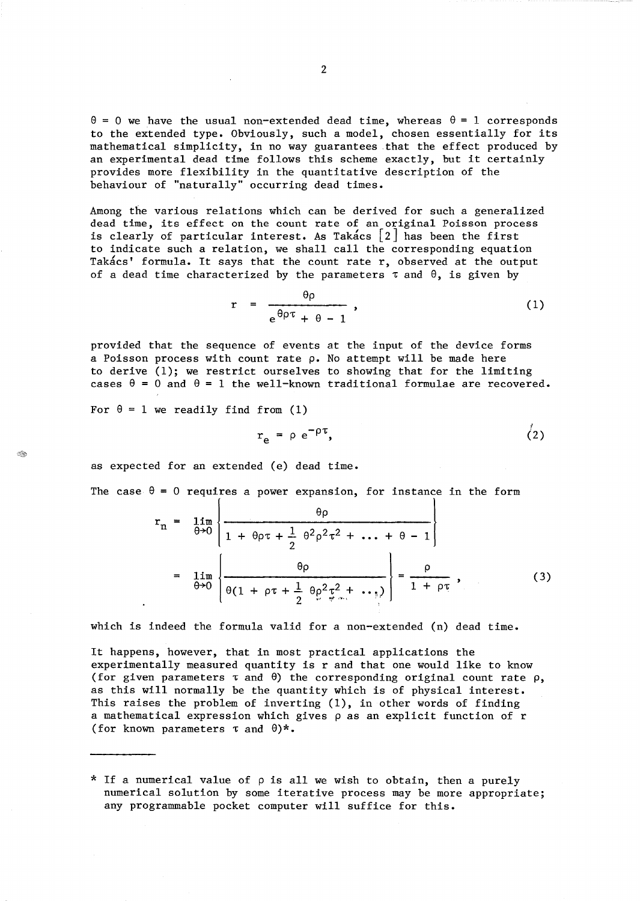$\theta = 0$ we have the usual non-extended dead time, whereas $\theta = 1$ corresponds to the extended type. Obviously, such a model, chosen essentially for its mathematical simplicity, in no way guarantees that the effect produced by an experimental dead time follows this scheme exactly, but it certainly provides more flexibility in the quantitative description of the behaviour of "naturally" occurring dead times.

Among the various relations which can be derived for such a generalized dead time, its effect on the count rate of an original Poisson process is clearly of particular interest. As Takács [2] has been the first to indicate such a relation, we shall call the corresponding equation Takács' formula. It says that the count rate r, observed at the output of a dead time characterized by the parameters $\tau$ and $\theta$, is given by

$$r = \frac{\theta\rho}{e^{\theta\rho\tau} + \theta - 1}, \tag{1}$$

provided that the sequence of events at the input of the device forms a Poisson process with count rate $\rho$. No attempt will be made here to derive (1); we restrict ourselves to showing that for the limiting cases $\theta = 0$ and $\theta = 1$ the well-known traditional formulae are recovered.

For $\theta = 1$ we readily find from (1)

$$r_e = \rho\, e^{-\rho\tau}, \tag{2}$$

as expected for an extended (e) dead time.

The case $\theta = 0$ requires a power expansion, for instance in the form

$$\begin{aligned} r_n &= \lim_{\theta\to 0}\left\{\frac{\theta\rho}{1 + \theta\rho\tau + \frac{1}{2}\theta^2\rho^2\tau^2 + \ldots + \theta - 1}\right\} \\ &= \lim_{\theta\to 0}\left\{\frac{\theta\rho}{\theta(1 + \rho\tau + \frac{1}{2}\theta\rho^2\tau^2 + \ldots)}\right\} = \frac{\rho}{1 + \rho\tau}, \end{aligned} \tag{3}$$

which is indeed the formula valid for a non-extended (n) dead time.

It happens, however, that in most practical applications the experimentally measured quantity is r and that one would like to know (for given parameters $\tau$ and $\theta$) the corresponding original count rate $\rho$, as this will normally be the quantity which is of physical interest. This raises the problem of inverting (1), in other words of finding a mathematical expression which gives $\rho$ as an explicit function of r (for known parameters $\tau$ and $\theta$)*.

---

\* If a numerical value of $\rho$ is all we wish to obtain, then a purely numerical solution by some iterative process may be more appropriate; any programmable pocket computer will suffice for this.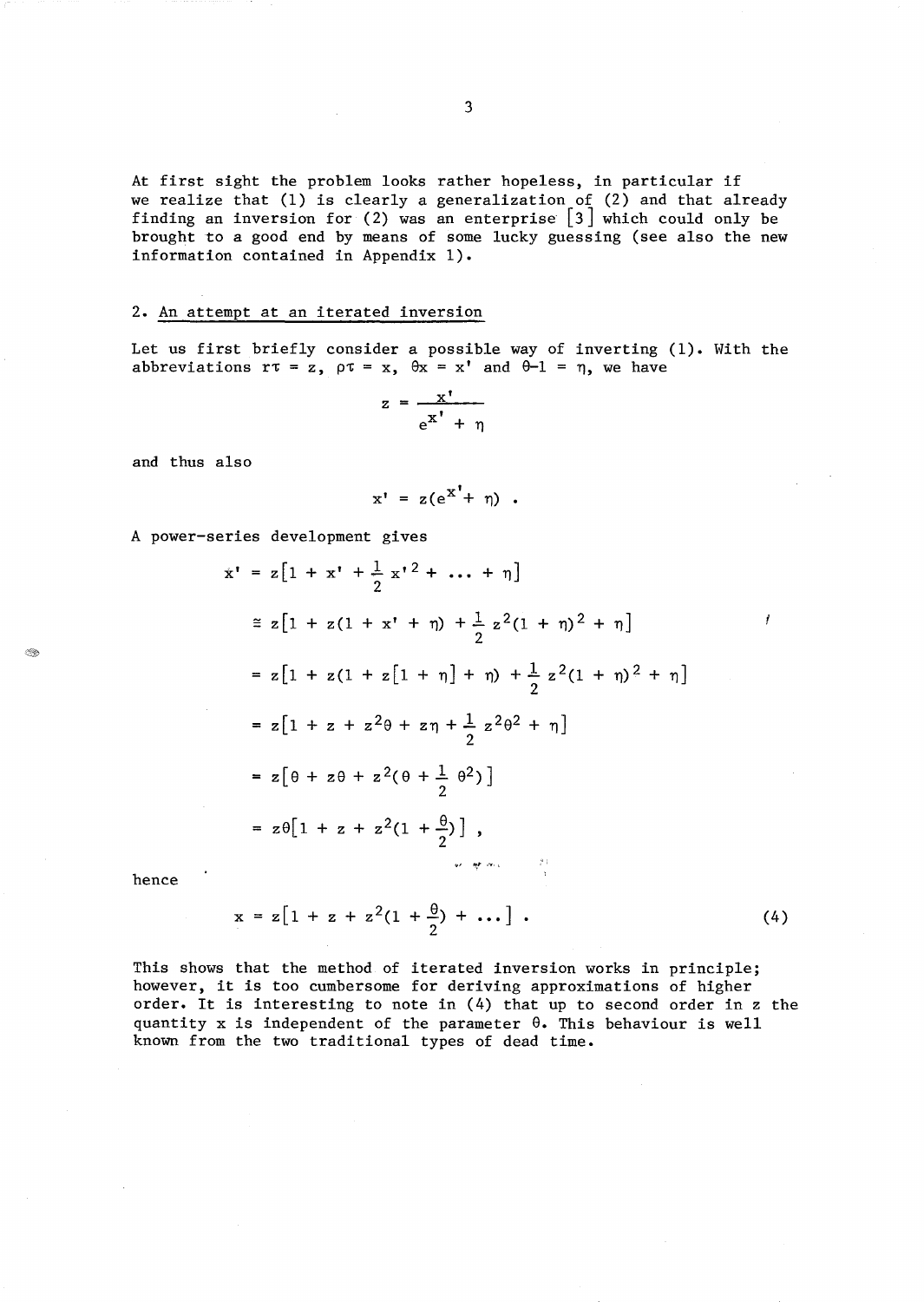At first sight the problem looks rather hopeless, in particular if we realize that (1) is clearly a generalization of (2) and that already finding an inversion for (2) was an enterprise [3] which could only be brought to a good end by means of some lucky guessing (see also the new information contained in Appendix 1).

## 2. An attempt at an iterated inversion

Let us first briefly consider a possible way of inverting (1). With the abbreviations $r\tau = z$, $\rho\tau = x$, $\theta x = x'$ and $\theta - 1 = \eta$, we have

$$z = \frac{x'}{e^{x'} + \eta}$$

and thus also

$$x' = z(e^{x'} + \eta) \ .$$

A power-series development gives

$$\begin{aligned}
x' &= z\left[1 + x' + \frac{1}{2}x'^2 + \ldots + \eta\right] \\
&\cong z\left[1 + z(1 + x' + \eta) + \frac{1}{2}z^2(1 + \eta)^2 + \eta\right] \\
&= z\left[1 + z(1 + z\left[1 + \eta\right] + \eta) + \frac{1}{2}z^2(1 + \eta)^2 + \eta\right] \\
&= z\left[1 + z + z^2\theta + z\eta + \frac{1}{2}z^2\theta^2 + \eta\right] \\
&= z\left[\theta + z\theta + z^2(\theta + \frac{1}{2}\theta^2)\right] \\
&= z\theta\left[1 + z + z^2(1 + \frac{\theta}{2})\right] \ ,
\end{aligned}$$

hence

$$x = z\left[1 + z + z^2(1 + \frac{\theta}{2}) + \ldots\right] \ . \tag{4}$$

This shows that the method of iterated inversion works in principle; however, it is too cumbersome for deriving approximations of higher order. It is interesting to note in (4) that up to second order in $z$ the quantity $x$ is independent of the parameter $\theta$. This behaviour is well known from the two traditional types of dead time.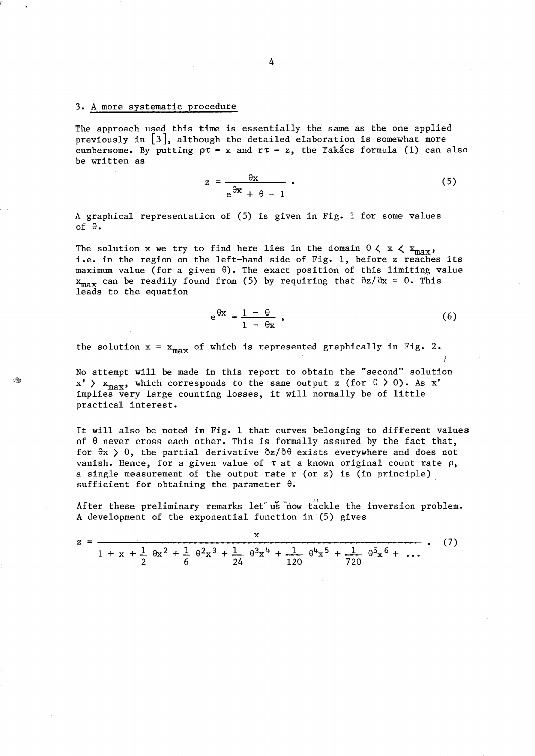## 3. A more systematic procedure

The approach used this time is essentially the same as the one applied previously in [3], although the detailed elaboration is somewhat more cumbersome. By putting $\rho\tau = x$ and $r\tau = z$, the Takács formula (1) can also be written as

$$z = \frac{\theta x}{e^{\theta x} + \theta - 1} . \tag{5}$$

A graphical representation of (5) is given in Fig. 1 for some values of $\theta$.

The solution $x$ we try to find here lies in the domain $0 < x < x_{max}$, i.e. in the region on the left-hand side of Fig. 1, before $z$ reaches its maximum value (for a given $\theta$). The exact position of this limiting value $x_{max}$ can be readily found from (5) by requiring that $\partial z/\partial x = 0$. This leads to the equation

$$e^{\theta x} = \frac{1 - \theta}{1 - \theta x} , \tag{6}$$

the solution $x = x_{max}$ of which is represented graphically in Fig. 2.

No attempt will be made in this report to obtain the "second" solution $x' > x_{max}$, which corresponds to the same output $z$ (for $\theta > 0$). As $x'$ implies very large counting losses, it will normally be of little practical interest.

It will also be noted in Fig. 1 that curves belonging to different values of $\theta$ never cross each other. This is formally assured by the fact that, for $\theta x > 0$, the partial derivative $\partial z/\partial \theta$ exists everywhere and does not vanish. Hence, for a given value of $\tau$ at a known original count rate $\rho$, a single measurement of the output rate $r$ (or $z$) is (in principle) sufficient for obtaining the parameter $\theta$.

After these preliminary remarks let us now tackle the inversion problem. A development of the exponential function in (5) gives

$$z = \frac{x}{1 + x + \frac{1}{2}\theta x^2 + \frac{1}{6}\theta^2 x^3 + \frac{1}{24}\theta^3 x^4 + \frac{1}{120}\theta^4 x^5 + \frac{1}{720}\theta^5 x^6 + \dots} . \tag{7}$$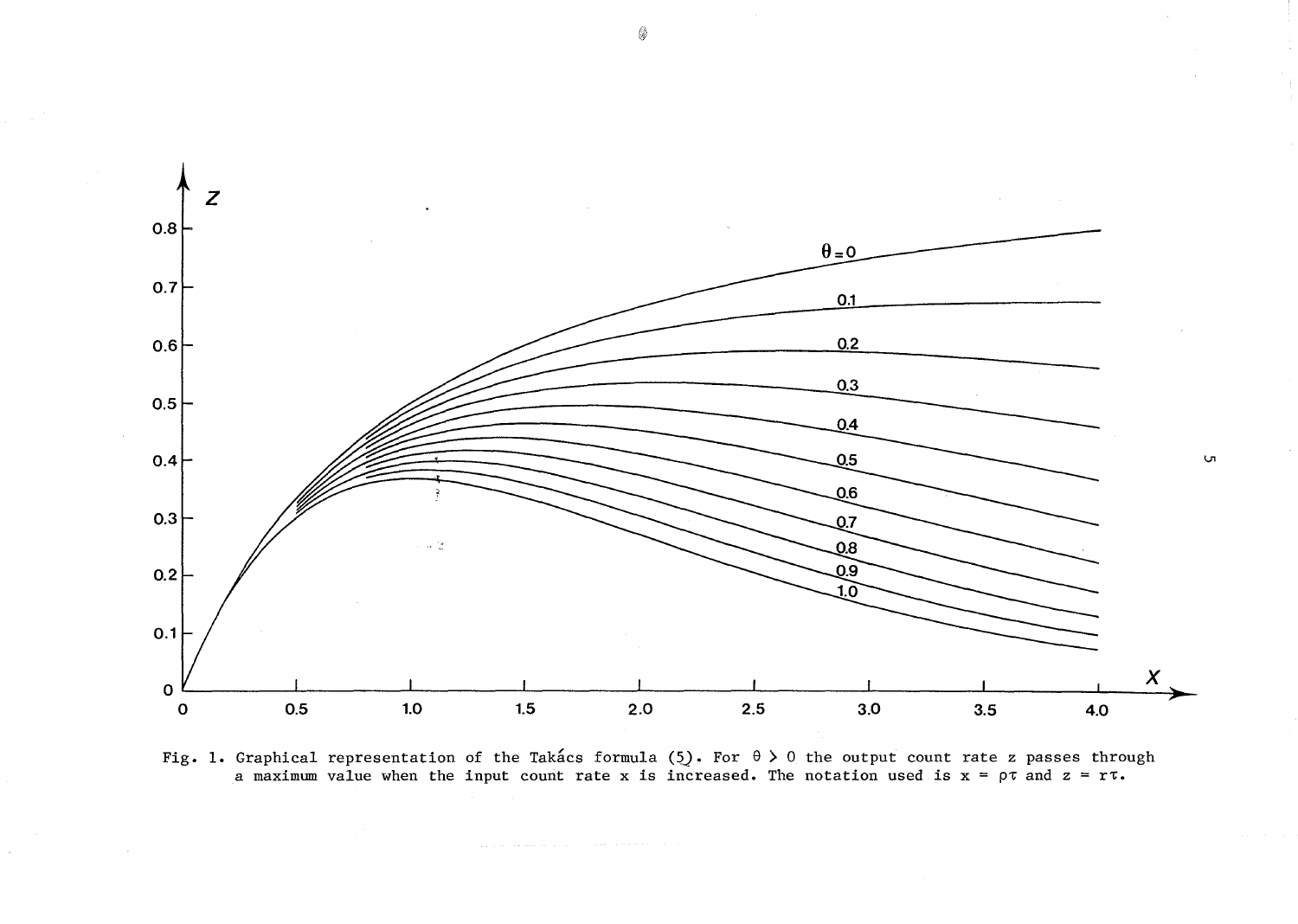Fig. 1. Graphical representation of the Takács formula (5). For $\theta > 0$ the output count rate $z$ passes through a maximum value when the input count rate $x$ is increased. The notation used is $x = \rho\tau$ and $z = r\tau$.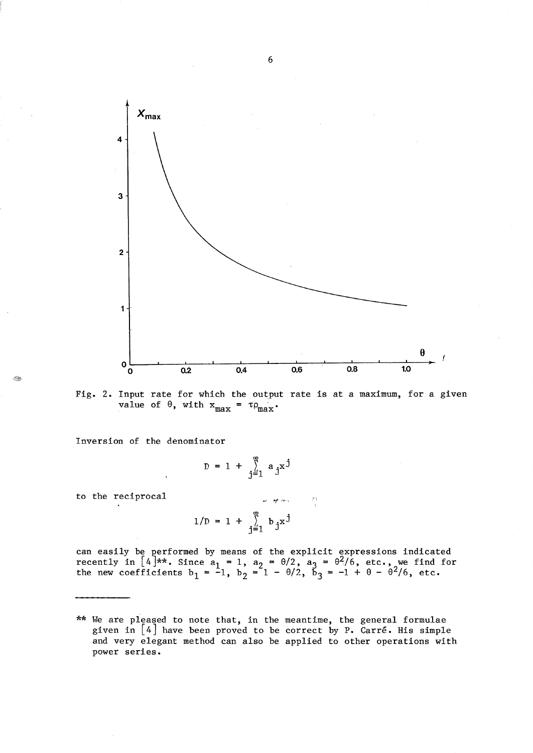Fig. 2. Input rate for which the output rate is at a maximum, for a given value of $\theta$, with $x_{max} = \tau\rho_{max}$.

Inversion of the denominator

$$D = 1 + \sum_{j=1}^{\infty} a_j x^j$$

to the reciprocal

$$1/D = 1 + \sum_{j=1}^{\infty} b_j x^j$$

can easily be performed by means of the explicit expressions indicated recently in [4]**. Since $a_1 = 1$, $a_2 = \theta/2$, $a_3 = \theta^2/6$, etc., we find for the new coefficients $b_1 = -1$, $b_2 = 1 - \theta/2$, $b_3 = -1 + \theta - \theta^2/6$, etc.

---

** We are pleased to note that, in the meantime, the general formulae given in [4] have been proved to be correct by P. Carré. His simple and very elegant method can also be applied to other operations with power series.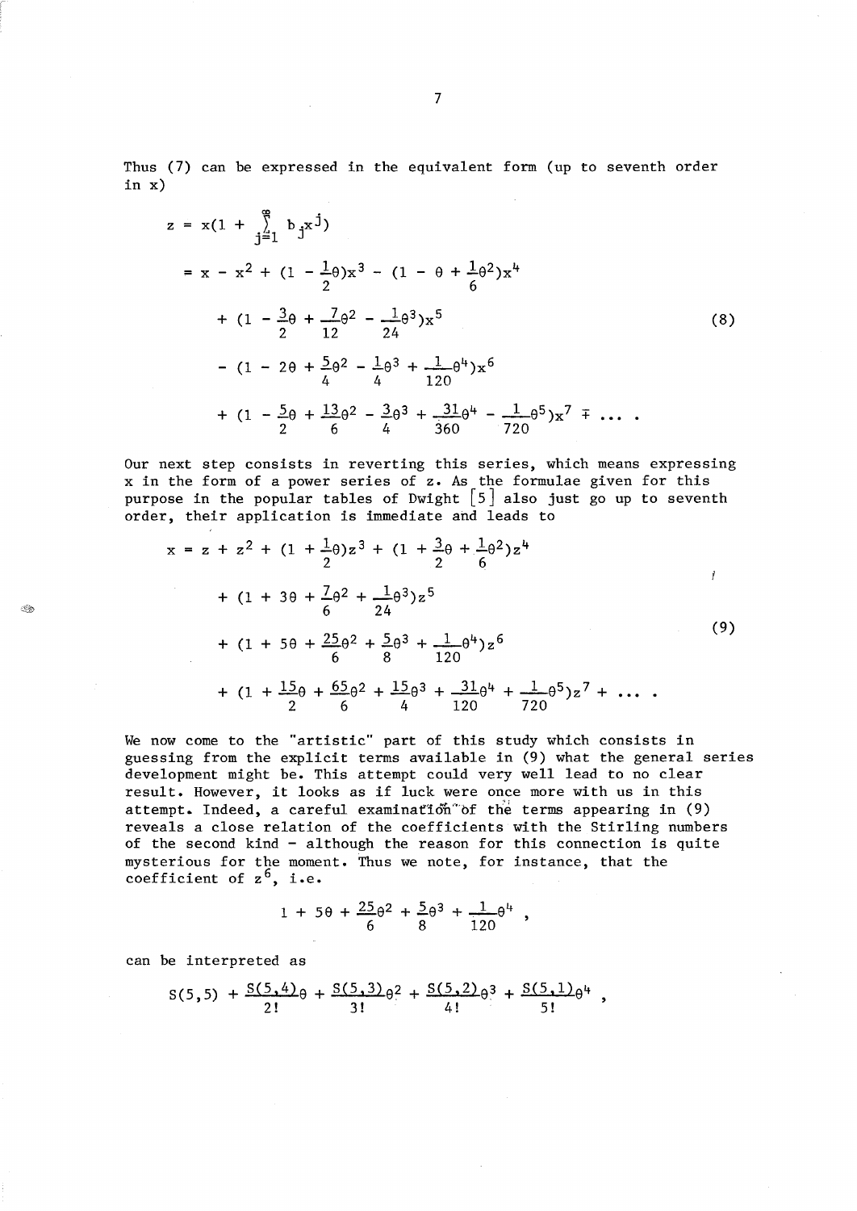Thus (7) can be expressed in the equivalent form (up to seventh order in x)

$$
\begin{aligned}
z &= x(1 + \sum_{j=1}^{\infty} b_j x^j) \\
&= x - x^2 + (1 - \tfrac{1}{2}\theta)x^3 - (1 - \theta + \tfrac{1}{6}\theta^2)x^4 \\
&\quad + (1 - \tfrac{3}{2}\theta + \tfrac{7}{12}\theta^2 - \tfrac{1}{24}\theta^3)x^5 \\
&\quad - (1 - 2\theta + \tfrac{5}{4}\theta^2 - \tfrac{1}{4}\theta^3 + \tfrac{1}{120}\theta^4)x^6 \\
&\quad + (1 - \tfrac{5}{2}\theta + \tfrac{13}{6}\theta^2 - \tfrac{3}{4}\theta^3 + \tfrac{31}{360}\theta^4 - \tfrac{1}{720}\theta^5)x^7 \mp \ldots .
\end{aligned}
\tag{8}
$$

Our next step consists in reverting this series, which means expressing x in the form of a power series of z. As the formulae given for this purpose in the popular tables of Dwight [5] also just go up to seventh order, their application is immediate and leads to

$$
\begin{aligned}
x &= z + z^2 + (1 + \tfrac{1}{2}\theta)z^3 + (1 + \tfrac{3}{2}\theta + \tfrac{1}{6}\theta^2)z^4 \\
&\quad + (1 + 3\theta + \tfrac{7}{6}\theta^2 + \tfrac{1}{24}\theta^3)z^5 \\
&\quad + (1 + 5\theta + \tfrac{25}{6}\theta^2 + \tfrac{5}{8}\theta^3 + \tfrac{1}{120}\theta^4)z^6 \\
&\quad + (1 + \tfrac{15}{2}\theta + \tfrac{65}{6}\theta^2 + \tfrac{15}{4}\theta^3 + \tfrac{31}{120}\theta^4 + \tfrac{1}{720}\theta^5)z^7 + \ldots .
\end{aligned}
\tag{9}
$$

We now come to the "artistic" part of this study which consists in guessing from the explicit terms available in (9) what the general series development might be. This attempt could very well lead to no clear result. However, it looks as if luck were once more with us in this attempt. Indeed, a careful examination of the terms appearing in (9) reveals a close relation of the coefficients with the Stirling numbers of the second kind – although the reason for this connection is quite mysterious for the moment. Thus we note, for instance, that the coefficient of $z^6$, i.e.

$$1 + 5\theta + \frac{25}{6}\theta^2 + \frac{5}{8}\theta^3 + \frac{1}{120}\theta^4 ,$$

can be interpreted as

$$S(5,5) + \frac{S(5,4)}{2!}\theta + \frac{S(5,3)}{3!}\theta^2 + \frac{S(5,2)}{4!}\theta^3 + \frac{S(5,1)}{5!}\theta^4 ,$$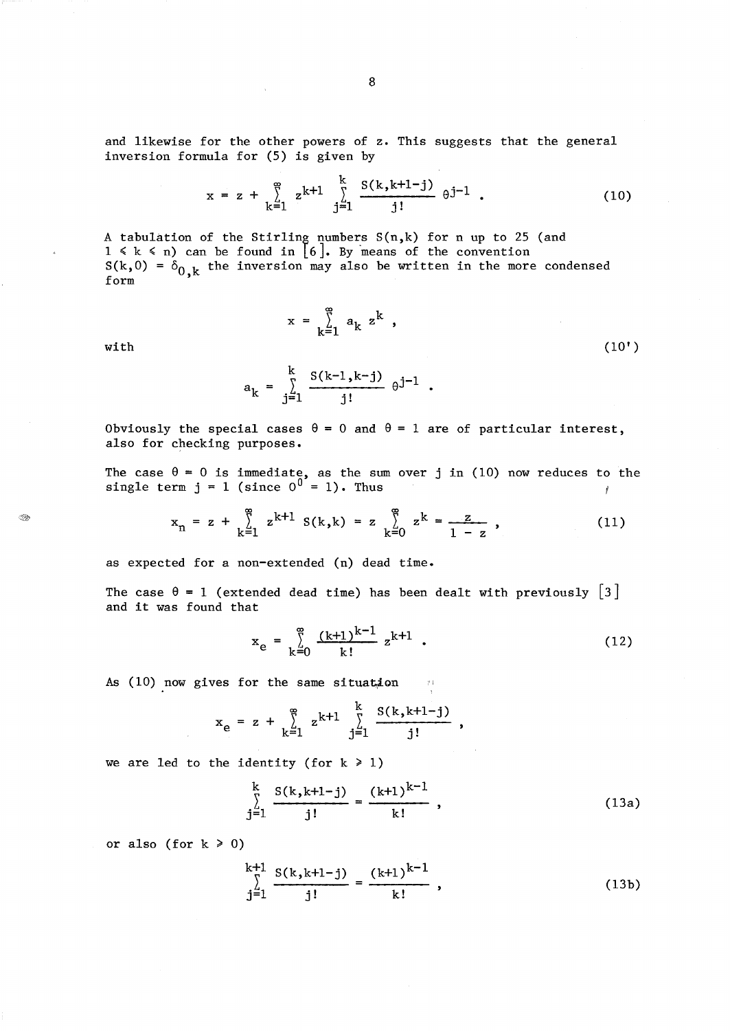and likewise for the other powers of z. This suggests that the general inversion formula for (5) is given by

$$x = z + \sum_{k=1}^{\infty} z^{k+1} \sum_{j=1}^{k} \frac{S(k,k+1-j)}{j!} \theta^{j-1} . \tag{10}$$

A tabulation of the Stirling numbers $S(n,k)$ for n up to 25 (and $1 \leqslant k \leqslant n$) can be found in [6]. By means of the convention $S(k,0) = \delta_{0,k}$ the inversion may also be written in the more condensed form

$$x = \sum_{k=1}^{\infty} a_k z^k ,$$

with (10')

$$a_k = \sum_{j=1}^{k} \frac{S(k-1,k-j)}{j!} \theta^{j-1} .$$

Obviously the special cases $\theta = 0$ and $\theta = 1$ are of particular interest, also for checking purposes.

The case $\theta = 0$ is immediate, as the sum over j in (10) now reduces to the single term $j = 1$ (since $0^0 = 1$). Thus

$$x_n = z + \sum_{k=1}^{\infty} z^{k+1} S(k,k) = z \sum_{k=0}^{\infty} z^k = \frac{z}{1-z} , \tag{11}$$

as expected for a non-extended (n) dead time.

The case $\theta = 1$ (extended dead time) has been dealt with previously [3] and it was found that

$$x_e = \sum_{k=0}^{\infty} \frac{(k+1)^{k-1}}{k!} z^{k+1} . \tag{12}$$

As (10) now gives for the same situation

$$x_e = z + \sum_{k=1}^{\infty} z^{k+1} \sum_{j=1}^{k} \frac{S(k,k+1-j)}{j!} ,$$

we are led to the identity (for $k \geqslant 1$)

$$\sum_{j=1}^{k} \frac{S(k,k+1-j)}{j!} = \frac{(k+1)^{k-1}}{k!} , \tag{13a}$$

or also (for $k \geqslant 0$)

$$\sum_{j=1}^{k+1} \frac{S(k,k+1-j)}{j!} = \frac{(k+1)^{k-1}}{k!} , \tag{13b}$$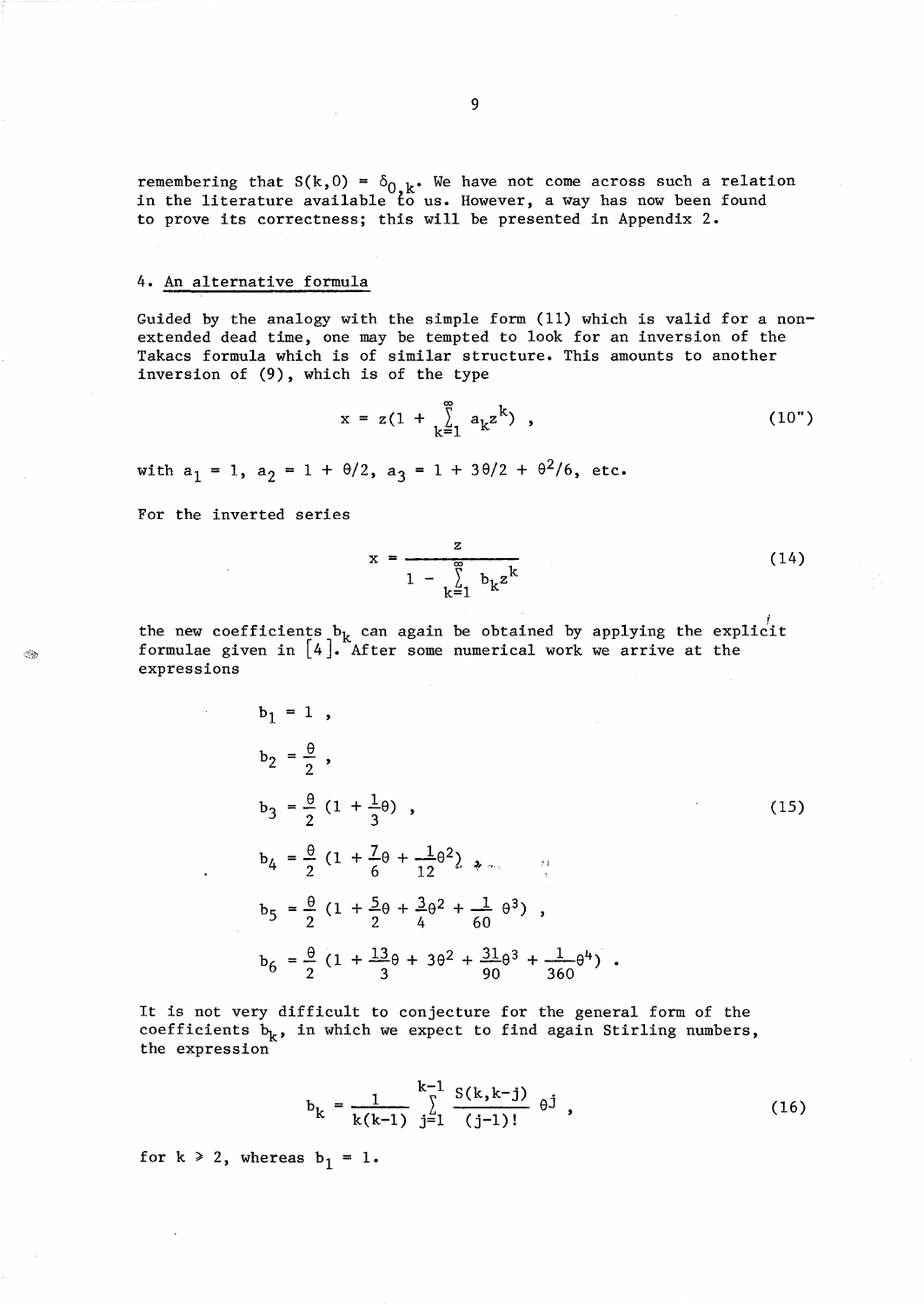remembering that $S(k,0) = \delta_{0,k}$. We have not come across such a relation in the literature available to us. However, a way has now been found to prove its correctness; this will be presented in Appendix 2.

## 4. An alternative formula

Guided by the analogy with the simple form (11) which is valid for a non-extended dead time, one may be tempted to look for an inversion of the Takacs formula which is of similar structure. This amounts to another inversion of (9), which is of the type

$$x = z(1 + \sum_{k=1}^{\infty} a_k z^k) \;, \tag{10"}$$

with $a_1 = 1$, $a_2 = 1 + \theta/2$, $a_3 = 1 + 3\theta/2 + \theta^2/6$, etc.

For the inverted series

$$x = \frac{z}{1 - \sum_{k=1}^{\infty} b_k z^k} \tag{14}$$

the new coefficients $b_k$ can again be obtained by applying the explicit formulae given in [4]. After some numerical work we arrive at the expressions

$$\begin{aligned}
b_1 &= 1 \;, \\
b_2 &= \frac{\theta}{2} \;, \\
b_3 &= \frac{\theta}{2}\,(1 + \frac{1}{3}\theta) \;, \\
b_4 &= \frac{\theta}{2}\,(1 + \frac{7}{6}\theta + \frac{1}{12}\theta^2) \;, \\
b_5 &= \frac{\theta}{2}\,(1 + \frac{5}{2}\theta + \frac{3}{4}\theta^2 + \frac{1}{60}\theta^3) \;, \\
b_6 &= \frac{\theta}{2}\,(1 + \frac{13}{3}\theta + 3\theta^2 + \frac{31}{90}\theta^3 + \frac{1}{360}\theta^4) \;.
\end{aligned} \tag{15}$$

It is not very difficult to conjecture for the general form of the coefficients $b_k$, in which we expect to find again Stirling numbers, the expression

$$b_k = \frac{1}{k(k-1)} \sum_{j=1}^{k-1} \frac{S(k,k-j)}{(j-1)!}\,\theta^j \;, \tag{16}$$

for $k \geq 2$, whereas $b_1 = 1$.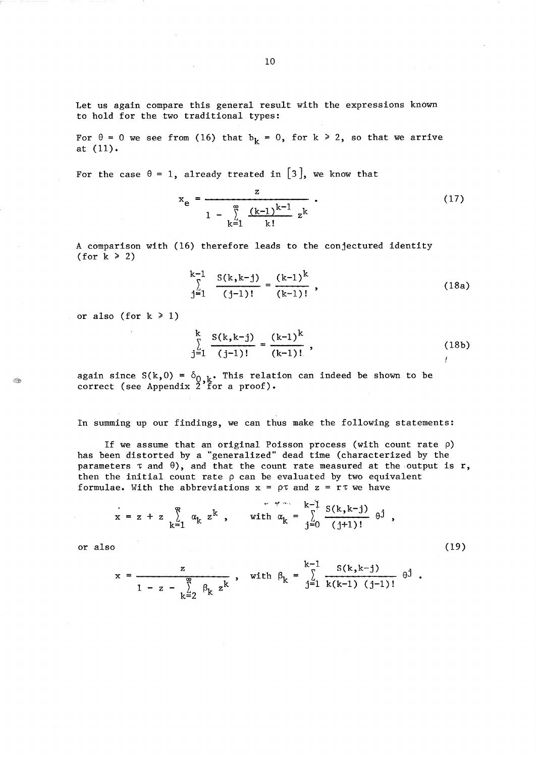Let us again compare this general result with the expressions known to hold for the two traditional types:

For $\theta = 0$ we see from (16) that $b_k = 0$, for $k \geq 2$, so that we arrive at (11).

For the case $\theta = 1$, already treated in [3], we know that

$$x_e = \frac{z}{1 - \sum_{k=1}^{\infty} \frac{(k-1)^{k-1}}{k!} z^k} . \tag{17}$$

A comparison with (16) therefore leads to the conjectured identity (for $k \geq 2$)

$$\sum_{j=1}^{k-1} \frac{S(k,k-j)}{(j-1)!} = \frac{(k-1)^k}{(k-1)!} , \tag{18a}$$

or also (for $k \geq 1$)

$$\sum_{j=1}^{k} \frac{S(k,k-j)}{(j-1)!} = \frac{(k-1)^k}{(k-1)!} , \tag{18b}$$

again since $S(k,0) = \delta_{0,k}$. This relation can indeed be shown to be correct (see Appendix 2 for a proof).

In summing up our findings, we can thus make the following statements:

If we assume that an original Poisson process (with count rate $\rho$) has been distorted by a "generalized" dead time (characterized by the parameters $\tau$ and $\theta$), and that the count rate measured at the output is $r$, then the initial count rate $\rho$ can be evaluated by two equivalent formulae. With the abbreviations $x = \rho\tau$ and $z = r\tau$ we have

$$x = z + z \sum_{k=1}^{\infty} \alpha_k z^k , \qquad \text{with } \alpha_k = \sum_{j=0}^{k-1} \frac{S(k,k-j)}{(j+1)!} \theta^j ,$$

or also (19)

$$x = \frac{z}{1 - z - \sum_{k=2}^{\infty} \beta_k z^k} , \qquad \text{with } \beta_k = \sum_{j=1}^{k-1} \frac{S(k,k-j)}{k(k-1)\,(j-1)!} \theta^j .$$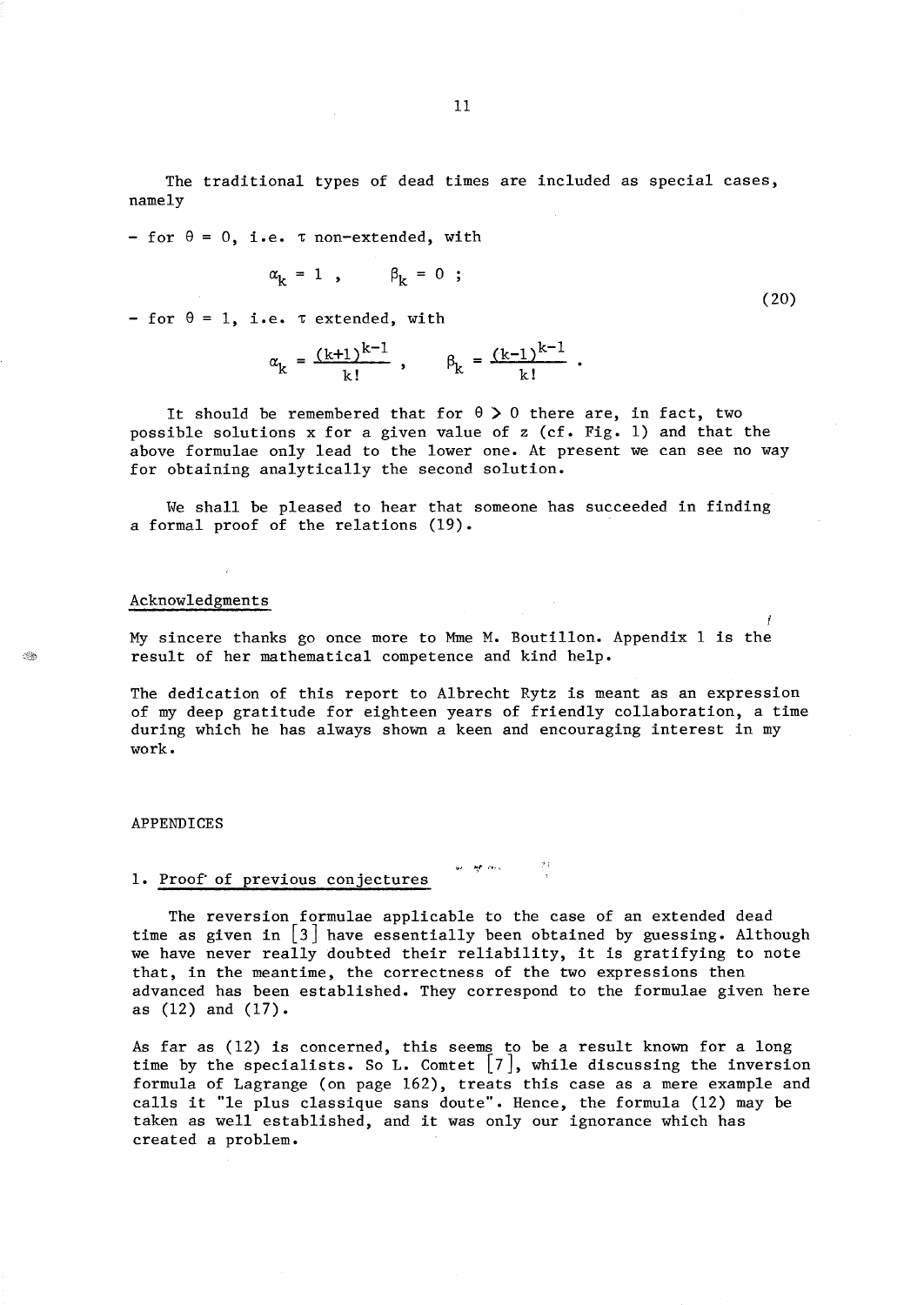The traditional types of dead times are included as special cases, namely

$$- \text{ for } \theta = 0, \text{ i.e. } \tau \text{ non-extended, with} \quad \alpha_k = 1 \,, \qquad \beta_k = 0 \,; \tag{20}$$

$$- \text{ for } \theta = 1, \text{ i.e. } \tau \text{ extended, with} \quad \alpha_k = \frac{(k+1)^{k-1}}{k!} \,, \qquad \beta_k = \frac{(k-1)^{k-1}}{k!} \,.$$

It should be remembered that for $\theta > 0$ there are, in fact, two possible solutions $x$ for a given value of $z$ (cf. Fig. 1) and that the above formulae only lead to the lower one. At present we can see no way for obtaining analytically the second solution.

We shall be pleased to hear that someone has succeeded in finding a formal proof of the relations (19).

## Acknowledgments

My sincere thanks go once more to Mme M. Boutillon. Appendix 1 is the result of her mathematical competence and kind help.

The dedication of this report to Albrecht Rytz is meant as an expression of my deep gratitude for eighteen years of friendly collaboration, a time during which he has always shown a keen and encouraging interest in my work.

## APPENDICES

### 1. Proof of previous conjectures

The reversion formulae applicable to the case of an extended dead time as given in [3] have essentially been obtained by guessing. Although we have never really doubted their reliability, it is gratifying to note that, in the meantime, the correctness of the two expressions then advanced has been established. They correspond to the formulae given here as (12) and (17).

As far as (12) is concerned, this seems to be a result known for a long time by the specialists. So L. Comtet [7], while discussing the inversion formula of Lagrange (on page 162), treats this case as a mere example and calls it "le plus classique sans doute". Hence, the formula (12) may be taken as well established, and it was only our ignorance which has created a problem.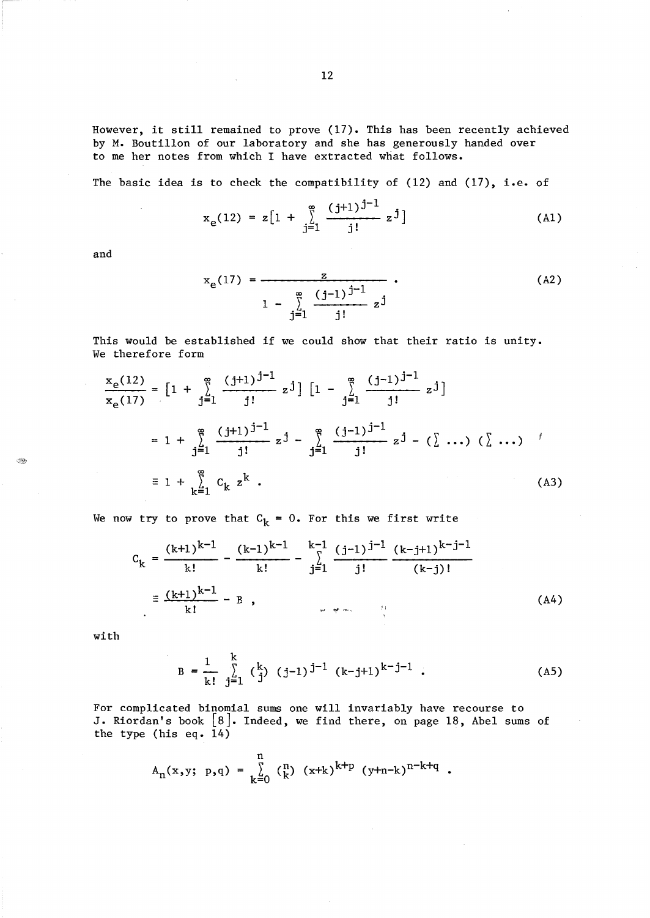However, it still remained to prove (17). This has been recently achieved by M. Boutillon of our laboratory and she has generously handed over to me her notes from which I have extracted what follows.

The basic idea is to check the compatibility of (12) and (17), i.e. of

$$x_e(12) = z\left[1 + \sum_{j=1}^{\infty} \frac{(j+1)^{j-1}}{j!} z^j\right] \tag{A1}$$

and

$$x_e(17) = \frac{z}{1 - \sum_{j=1}^{\infty} \frac{(j-1)^{j-1}}{j!} z^j} . \tag{A2}$$

This would be established if we could show that their ratio is unity. We therefore form

$$\begin{aligned}
\frac{x_e(12)}{x_e(17)} &= \left[1 + \sum_{j=1}^{\infty} \frac{(j+1)^{j-1}}{j!} z^j\right] \left[1 - \sum_{j=1}^{\infty} \frac{(j-1)^{j-1}}{j!} z^j\right] \\
&= 1 + \sum_{j=1}^{\infty} \frac{(j+1)^{j-1}}{j!} z^j - \sum_{j=1}^{\infty} \frac{(j-1)^{j-1}}{j!} z^j - (\textstyle\sum \ldots)(\textstyle\sum \ldots) \\
&\equiv 1 + \sum_{k=1}^{\infty} C_k z^k .
\end{aligned} \tag{A3}$$

We now try to prove that $C_k = 0$. For this we first write

$$\begin{aligned}
C_k &= \frac{(k+1)^{k-1}}{k!} - \frac{(k-1)^{k-1}}{k!} - \sum_{j=1}^{k-1} \frac{(j-1)^{j-1}}{j!} \frac{(k-j+1)^{k-j-1}}{(k-j)!} \\
&\equiv \frac{(k+1)^{k-1}}{k!} - B ,
\end{aligned} \tag{A4}$$

with

$$B = \frac{1}{k!} \sum_{j=1}^{k} \binom{k}{j} (j-1)^{j-1} (k-j+1)^{k-j-1} . \tag{A5}$$

For complicated binomial sums one will invariably have recourse to J. Riordan's book [8]. Indeed, we find there, on page 18, Abel sums of the type (his eq. 14)

$$A_n(x,y;\ p,q) = \sum_{k=0}^{n} \binom{n}{k} (x+k)^{k+p} (y+n-k)^{n-k+q} .$$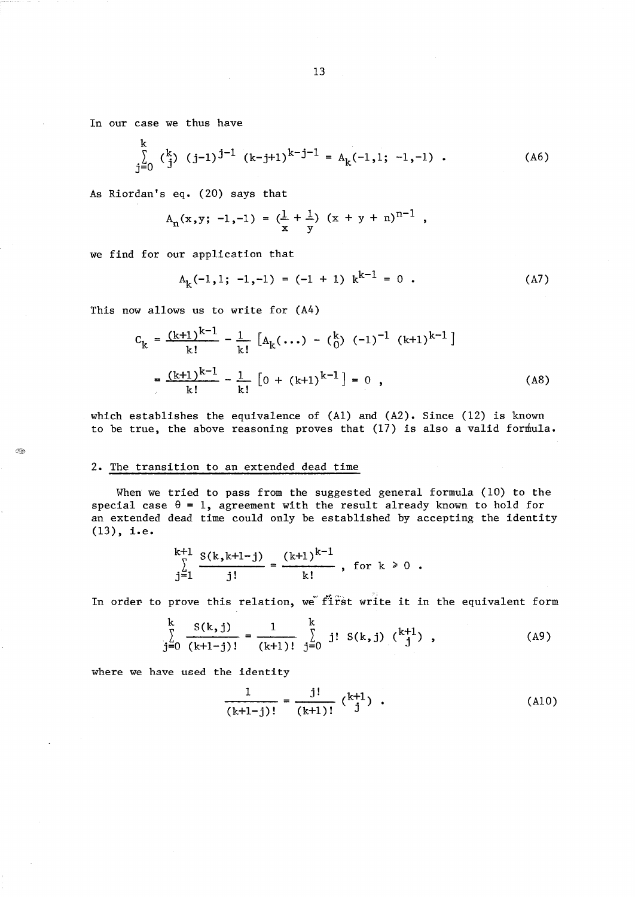In our case we thus have

$$\sum_{j=0}^{k} \binom{k}{j} (j-1)^{j-1} (k-j+1)^{k-j-1} = A_k(-1,1;\ -1,-1) \ . \tag{A6}$$

As Riordan's eq. (20) says that

$$A_n(x,y;\ -1,-1) = \left(\frac{1}{x} + \frac{1}{y}\right) (x + y + n)^{n-1} \ ,$$

we find for our application that

$$A_k(-1,1;\ -1,-1) = (-1 + 1)\ k^{k-1} = 0 \ . \tag{A7}$$

This now allows us to write for (A4)

$$\begin{aligned} C_k &= \frac{(k+1)^{k-1}}{k!} - \frac{1}{k!} \left[A_k(\ldots) - \binom{k}{0} (-1)^{-1} (k+1)^{k-1}\right] \\ &= \frac{(k+1)^{k-1}}{k!} - \frac{1}{k!} \left[0 + (k+1)^{k-1}\right] = 0 \ , \end{aligned} \tag{A8}$$

which establishes the equivalence of (A1) and (A2). Since (12) is known to be true, the above reasoning proves that (17) is also a valid formula.

## 2. The transition to an extended dead time

When we tried to pass from the suggested general formula (10) to the special case $\theta = 1$, agreement with the result already known to hold for an extended dead time could only be established by accepting the identity (13), i.e.

$$\sum_{j=1}^{k+1} \frac{S(k,k+1-j)}{j!} = \frac{(k+1)^{k-1}}{k!} \ , \text{ for } k \geqslant 0 \ .$$

In order to prove this relation, we first write it in the equivalent form

$$\sum_{j=0}^{k} \frac{S(k,j)}{(k+1-j)!} = \frac{1}{(k+1)!} \sum_{j=0}^{k} j!\ S(k,j) \binom{k+1}{j} \ , \tag{A9}$$

where we have used the identity

$$\frac{1}{(k+1-j)!} = \frac{j!}{(k+1)!} \binom{k+1}{j} \ . \tag{A10}$$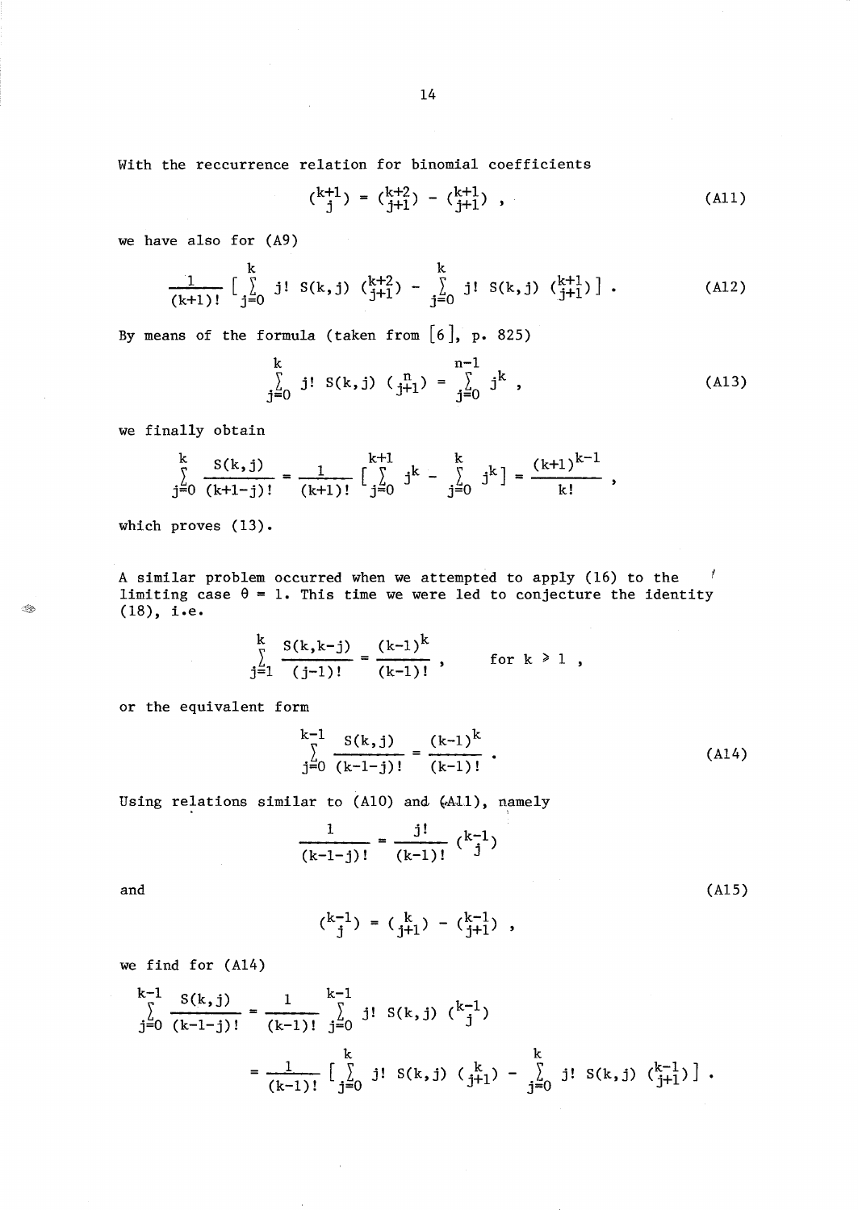With the reccurrence relation for binomial coefficients

$$\binom{k+1}{j} = \binom{k+2}{j+1} - \binom{k+1}{j+1} , \tag{A11}$$

we have also for (A9)

$$\frac{1}{(k+1)!} \left[ \sum_{j=0}^{k} j!\ S(k,j) \binom{k+2}{j+1} - \sum_{j=0}^{k} j!\ S(k,j) \binom{k+1}{j+1} \right] . \tag{A12}$$

By means of the formula (taken from [6], p. 825)

$$\sum_{j=0}^{k} j!\ S(k,j) \binom{n}{j+1} = \sum_{j=0}^{n-1} j^k , \tag{A13}$$

we finally obtain

$$\sum_{j=0}^{k} \frac{S(k,j)}{(k+1-j)!} = \frac{1}{(k+1)!} \left[ \sum_{j=0}^{k+1} j^k - \sum_{j=0}^{k} j^k \right] = \frac{(k+1)^{k-1}}{k!} ,$$

which proves (13).

A similar problem occurred when we attempted to apply (16) to the limiting case $\theta = 1$. This time we were led to conjecture the identity (18), i.e.

$$\sum_{j=1}^{k} \frac{S(k,k-j)}{(j-1)!} = \frac{(k-1)^k}{(k-1)!} , \qquad \text{for } k \geq 1 ,$$

or the equivalent form

$$\sum_{j=0}^{k-1} \frac{S(k,j)}{(k-1-j)!} = \frac{(k-1)^k}{(k-1)!} . \tag{A14}$$

Using relations similar to (A10) and (A11), namely

$$\frac{1}{(k-1-j)!} = \frac{j!}{(k-1)!} \binom{k-1}{j}$$

and

$$\binom{k-1}{j} = \binom{k}{j+1} - \binom{k-1}{j+1} , \tag{A15}$$

we find for (A14)

$$\sum_{j=0}^{k-1} \frac{S(k,j)}{(k-1-j)!} = \frac{1}{(k-1)!} \sum_{j=0}^{k-1} j!\ S(k,j) \binom{k-1}{j}$$

$$= \frac{1}{(k-1)!} \left[ \sum_{j=0}^{k} j!\ S(k,j) \binom{k}{j+1} - \sum_{j=0}^{k} j!\ S(k,j) \binom{k-1}{j+1} \right] .$$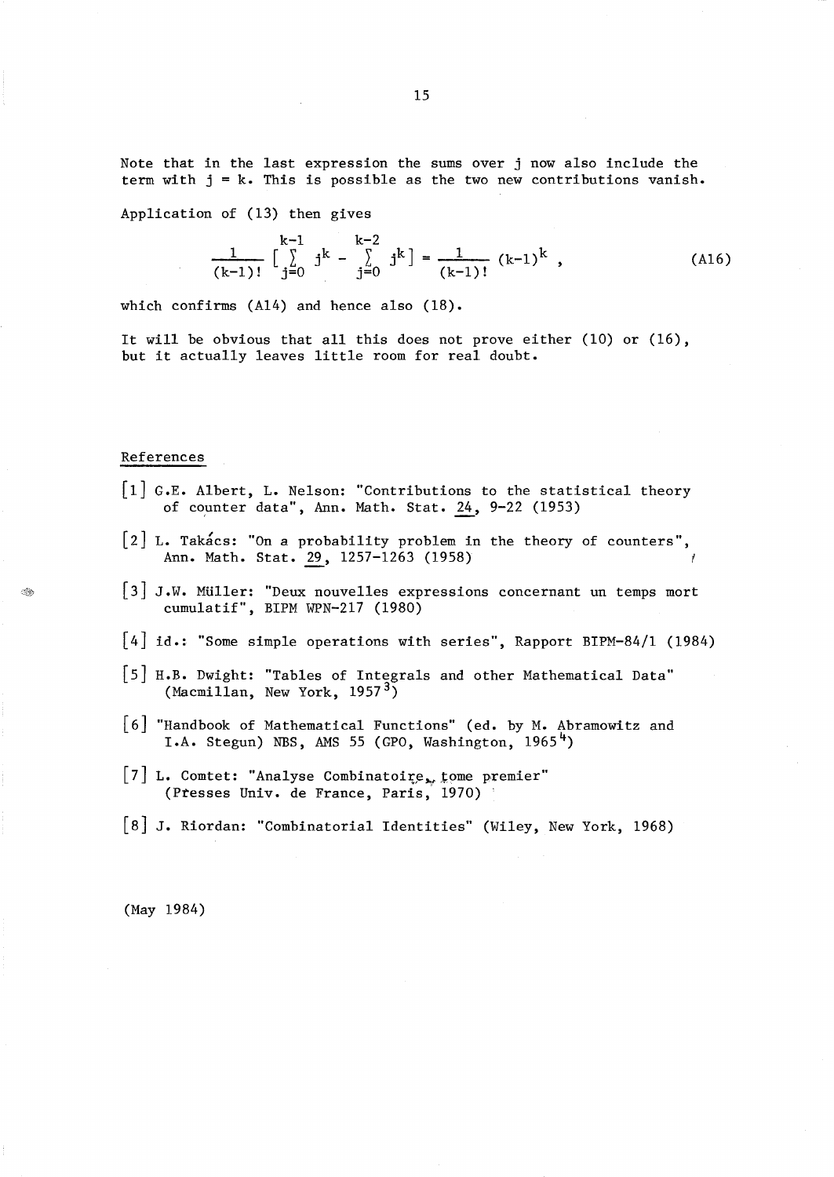Note that in the last expression the sums over j now also include the term with $j = k$. This is possible as the two new contributions vanish.

Application of (13) then gives

$$\frac{1}{(k-1)!}\left[\sum_{j=0}^{k-1} j^k - \sum_{j=0}^{k-2} j^k\right] = \frac{1}{(k-1)!}(k-1)^k , \tag{A16}$$

which confirms (A14) and hence also (18).

It will be obvious that all this does not prove either (10) or (16), but it actually leaves little room for real doubt.

## References

[1] G.E. Albert, L. Nelson: "Contributions to the statistical theory of counter data", Ann. Math. Stat. 24, 9-22 (1953)

[2] L. Takács: "On a probability problem in the theory of counters", Ann. Math. Stat. 29, 1257-1263 (1958)

[3] J.W. Müller: "Deux nouvelles expressions concernant un temps mort cumulatif", BIPM WPN-217 (1980)

[4] id.: "Some simple operations with series", Rapport BIPM-84/1 (1984)

[5] H.B. Dwight: "Tables of Integrals and other Mathematical Data" (Macmillan, New York, 1957[3])

[6] "Handbook of Mathematical Functions" (ed. by M. Abramowitz and I.A. Stegun) NBS, AMS 55 (GPO, Washington, 1965[4])

[7] L. Comtet: "Analyse Combinatoire, tome premier" (Presses Univ. de France, Paris, 1970)

[8] J. Riordan: "Combinatorial Identities" (Wiley, New York, 1968)

(May 1984)